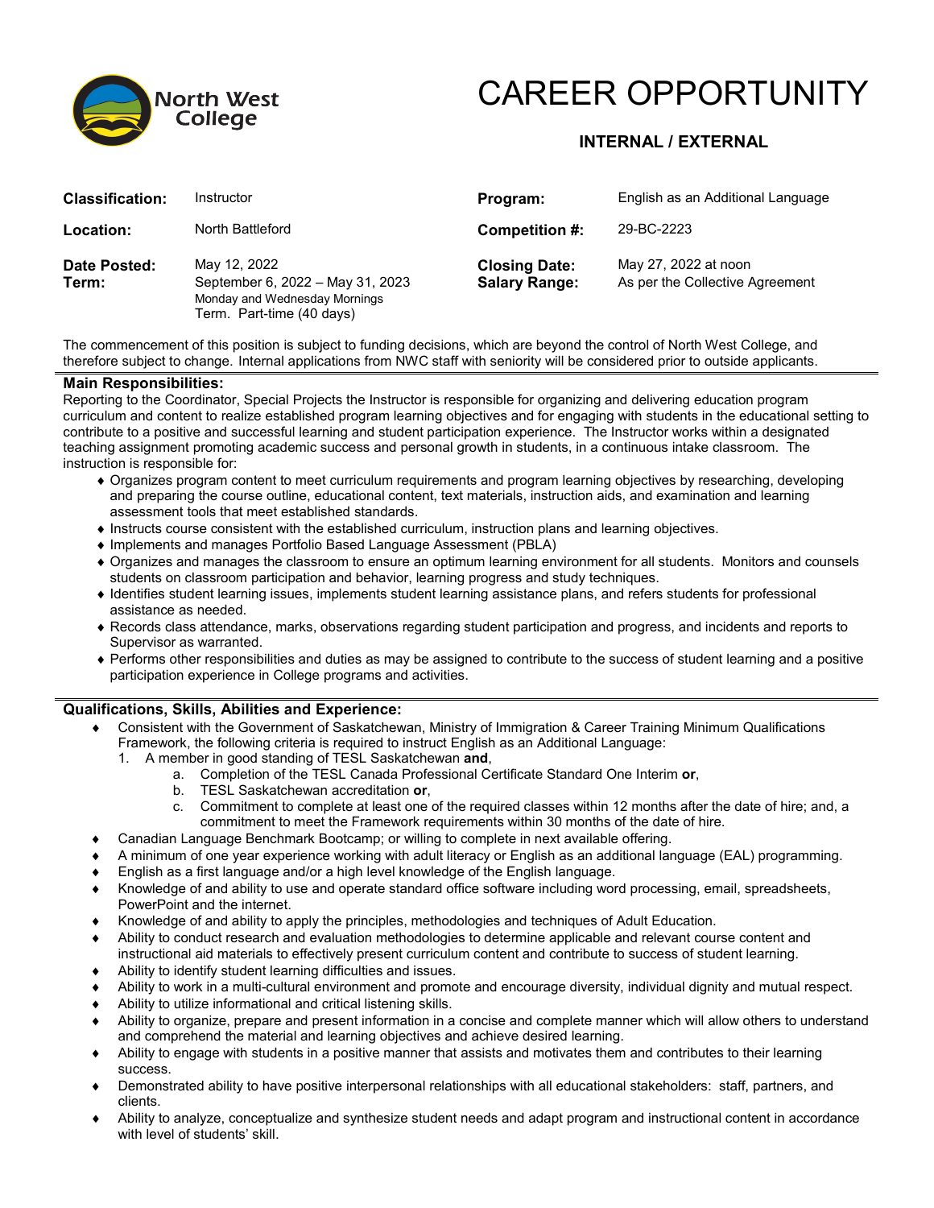North West College

# CAREER OPPORTUNITY

**INTERNAL / EXTERNAL**

| | | | |
|---|---|---|---|
| **Classification:** | Instructor | **Program:** | English as an Additional Language |
| **Location:** | North Battleford | **Competition #:** | 29-BC-2223 |
| **Date Posted:** | May 12, 2022 | **Closing Date:** | May 27, 2022 at noon |
| **Term:** | September 6, 2022 – May 31, 2023<br>Monday and Wednesday Mornings<br>Term. Part-time (40 days) | **Salary Range:** | As per the Collective Agreement |

The commencement of this position is subject to funding decisions, which are beyond the control of North West College, and therefore subject to change. Internal applications from NWC staff with seniority will be considered prior to outside applicants.

## Main Responsibilities:

Reporting to the Coordinator, Special Projects the Instructor is responsible for organizing and delivering education program curriculum and content to realize established program learning objectives and for engaging with students in the educational setting to contribute to a positive and successful learning and student participation experience. The Instructor works within a designated teaching assignment promoting academic success and personal growth in students, in a continuous intake classroom. The instruction is responsible for:

- Organizes program content to meet curriculum requirements and program learning objectives by researching, developing and preparing the course outline, educational content, text materials, instruction aids, and examination and learning assessment tools that meet established standards.
- Instructs course consistent with the established curriculum, instruction plans and learning objectives.
- Implements and manages Portfolio Based Language Assessment (PBLA)
- Organizes and manages the classroom to ensure an optimum learning environment for all students. Monitors and counsels students on classroom participation and behavior, learning progress and study techniques.
- Identifies student learning issues, implements student learning assistance plans, and refers students for professional assistance as needed.
- Records class attendance, marks, observations regarding student participation and progress, and incidents and reports to Supervisor as warranted.
- Performs other responsibilities and duties as may be assigned to contribute to the success of student learning and a positive participation experience in College programs and activities.

## Qualifications, Skills, Abilities and Experience:

- Consistent with the Government of Saskatchewan, Ministry of Immigration & Career Training Minimum Qualifications Framework, the following criteria is required to instruct English as an Additional Language:
  1. A member in good standing of TESL Saskatchewan **and**,
     a. Completion of the TESL Canada Professional Certificate Standard One Interim **or**,
     b. TESL Saskatchewan accreditation **or**,
     c. Commitment to complete at least one of the required classes within 12 months after the date of hire; and, a commitment to meet the Framework requirements within 30 months of the date of hire.
- Canadian Language Benchmark Bootcamp; or willing to complete in next available offering.
- A minimum of one year experience working with adult literacy or English as an additional language (EAL) programming.
- English as a first language and/or a high level knowledge of the English language.
- Knowledge of and ability to use and operate standard office software including word processing, email, spreadsheets, PowerPoint and the internet.
- Knowledge of and ability to apply the principles, methodologies and techniques of Adult Education.
- Ability to conduct research and evaluation methodologies to determine applicable and relevant course content and instructional aid materials to effectively present curriculum content and contribute to success of student learning.
- Ability to identify student learning difficulties and issues.
- Ability to work in a multi-cultural environment and promote and encourage diversity, individual dignity and mutual respect.
- Ability to utilize informational and critical listening skills.
- Ability to organize, prepare and present information in a concise and complete manner which will allow others to understand and comprehend the material and learning objectives and achieve desired learning.
- Ability to engage with students in a positive manner that assists and motivates them and contributes to their learning success.
- Demonstrated ability to have positive interpersonal relationships with all educational stakeholders: staff, partners, and clients.
- Ability to analyze, conceptualize and synthesize student needs and adapt program and instructional content in accordance with level of students' skill.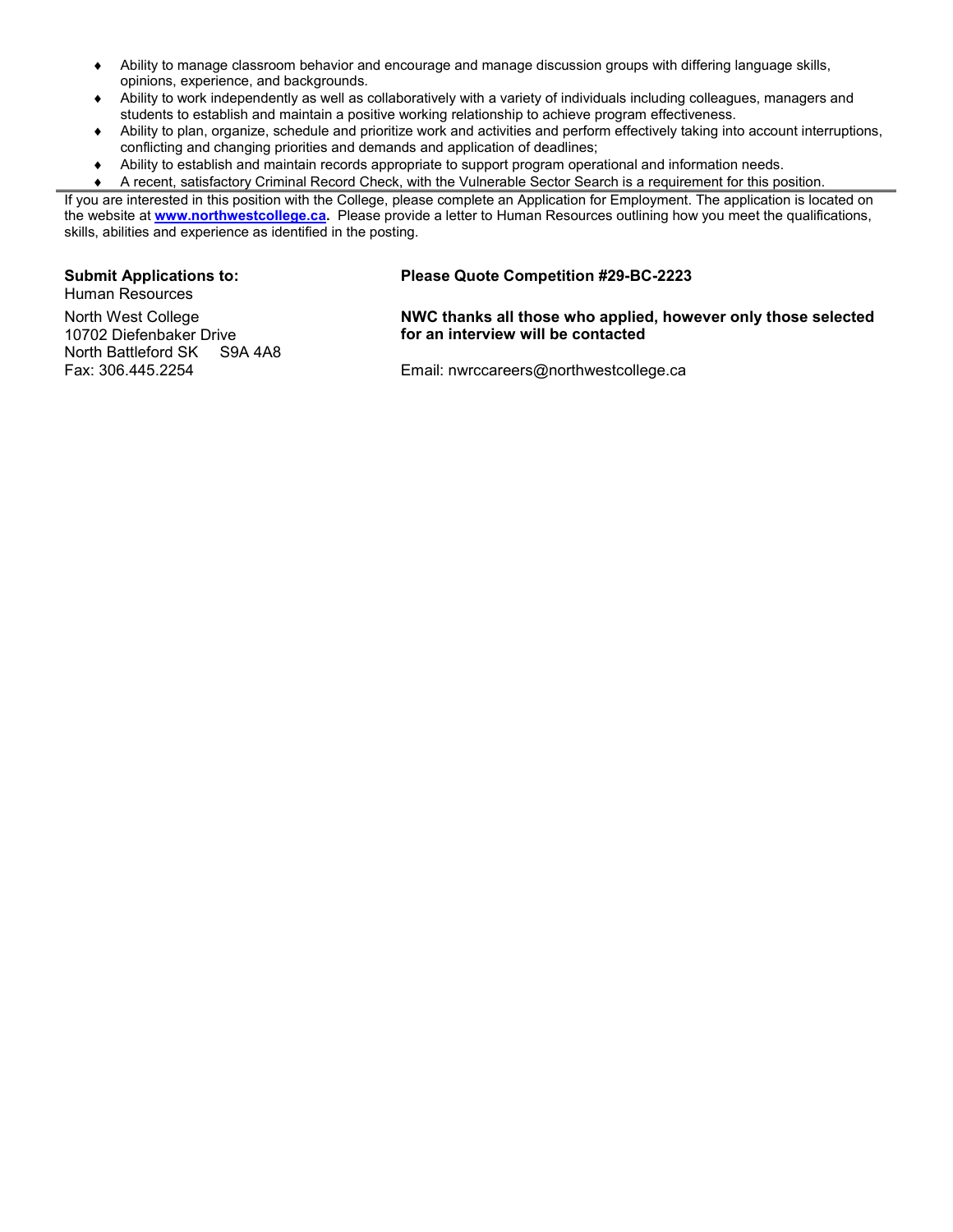- Ability to manage classroom behavior and encourage and manage discussion groups with differing language skills, opinions, experience, and backgrounds.
- Ability to work independently as well as collaboratively with a variety of individuals including colleagues, managers and students to establish and maintain a positive working relationship to achieve program effectiveness.
- Ability to plan, organize, schedule and prioritize work and activities and perform effectively taking into account interruptions, conflicting and changing priorities and demands and application of deadlines;
- Ability to establish and maintain records appropriate to support program operational and information needs.
- A recent, satisfactory Criminal Record Check, with the Vulnerable Sector Search is a requirement for this position.

---

If you are interested in this position with the College, please complete an Application for Employment. The application is located on the website at **www.northwestcollege.ca.** Please provide a letter to Human Resources outlining how you meet the qualifications, skills, abilities and experience as identified in the posting.

**Submit Applications to:**
Human Resources

North West College
10702 Diefenbaker Drive
North Battleford SK S9A 4A8
Fax: 306.445.2254

**Please Quote Competition #29-BC-2223**

**NWC thanks all those who applied, however only those selected for an interview will be contacted**

Email: nwrccareers@northwestcollege.ca